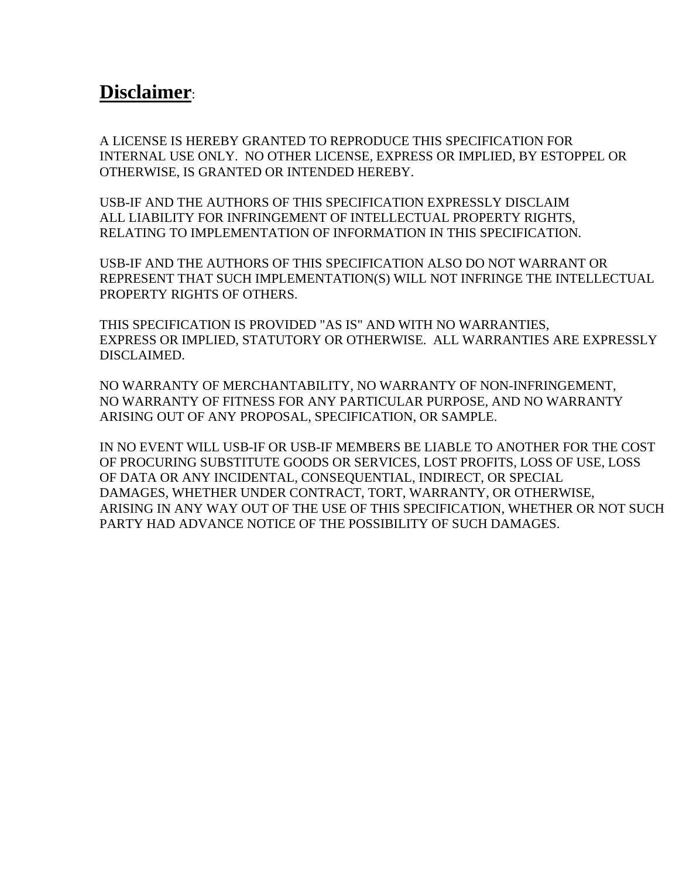# **Disclaimer**:

A LICENSE IS HEREBY GRANTED TO REPRODUCE THIS SPECIFICATION FOR INTERNAL USE ONLY. NO OTHER LICENSE, EXPRESS OR IMPLIED, BY ESTOPPEL OR OTHERWISE, IS GRANTED OR INTENDED HEREBY.

USB-IF AND THE AUTHORS OF THIS SPECIFICATION EXPRESSLY DISCLAIM ALL LIABILITY FOR INFRINGEMENT OF INTELLECTUAL PROPERTY RIGHTS, RELATING TO IMPLEMENTATION OF INFORMATION IN THIS SPECIFICATION.

USB-IF AND THE AUTHORS OF THIS SPECIFICATION ALSO DO NOT WARRANT OR REPRESENT THAT SUCH IMPLEMENTATION(S) WILL NOT INFRINGE THE INTELLECTUAL PROPERTY RIGHTS OF OTHERS.

THIS SPECIFICATION IS PROVIDED "AS IS" AND WITH NO WARRANTIES, EXPRESS OR IMPLIED, STATUTORY OR OTHERWISE. ALL WARRANTIES ARE EXPRESSLY DISCLAIMED.

NO WARRANTY OF MERCHANTABILITY, NO WARRANTY OF NON-INFRINGEMENT, NO WARRANTY OF FITNESS FOR ANY PARTICULAR PURPOSE, AND NO WARRANTY ARISING OUT OF ANY PROPOSAL, SPECIFICATION, OR SAMPLE.

IN NO EVENT WILL USB-IF OR USB-IF MEMBERS BE LIABLE TO ANOTHER FOR THE COST OF PROCURING SUBSTITUTE GOODS OR SERVICES, LOST PROFITS, LOSS OF USE, LOSS OF DATA OR ANY INCIDENTAL, CONSEQUENTIAL, INDIRECT, OR SPECIAL DAMAGES, WHETHER UNDER CONTRACT, TORT, WARRANTY, OR OTHERWISE, ARISING IN ANY WAY OUT OF THE USE OF THIS SPECIFICATION, WHETHER OR NOT SUCH PARTY HAD ADVANCE NOTICE OF THE POSSIBILITY OF SUCH DAMAGES.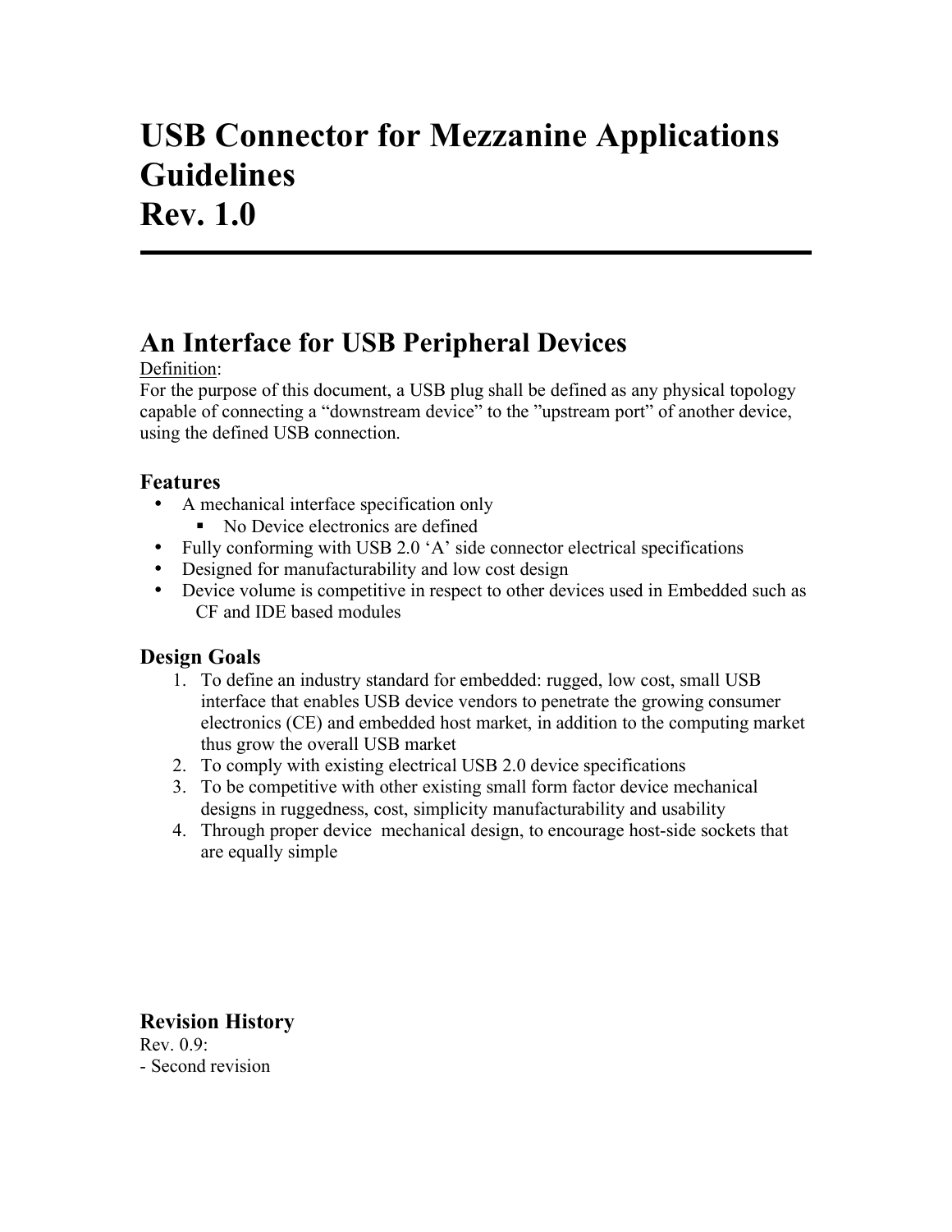# USB Connector for Mezzanine Applications Guidelines
# Rev. 1.0

---

## An Interface for USB Peripheral Devices

Definition:
For the purpose of this document, a USB plug shall be defined as any physical topology capable of connecting a "downstream device" to the "upstream port" of another device, using the defined USB connection.

### Features

- A mechanical interface specification only
  - No Device electronics are defined
- Fully conforming with USB 2.0 'A' side connector electrical specifications
- Designed for manufacturability and low cost design
- Device volume is competitive in respect to other devices used in Embedded such as CF and IDE based modules

### Design Goals

1. To define an industry standard for embedded: rugged, low cost, small USB interface that enables USB device vendors to penetrate the growing consumer electronics (CE) and embedded host market, in addition to the computing market thus grow the overall USB market
2. To comply with existing electrical USB 2.0 device specifications
3. To be competitive with other existing small form factor device mechanical designs in ruggedness, cost, simplicity manufacturability and usability
4. Through proper device mechanical design, to encourage host-side sockets that are equally simple

### Revision History

Rev. 0.9:
- Second revision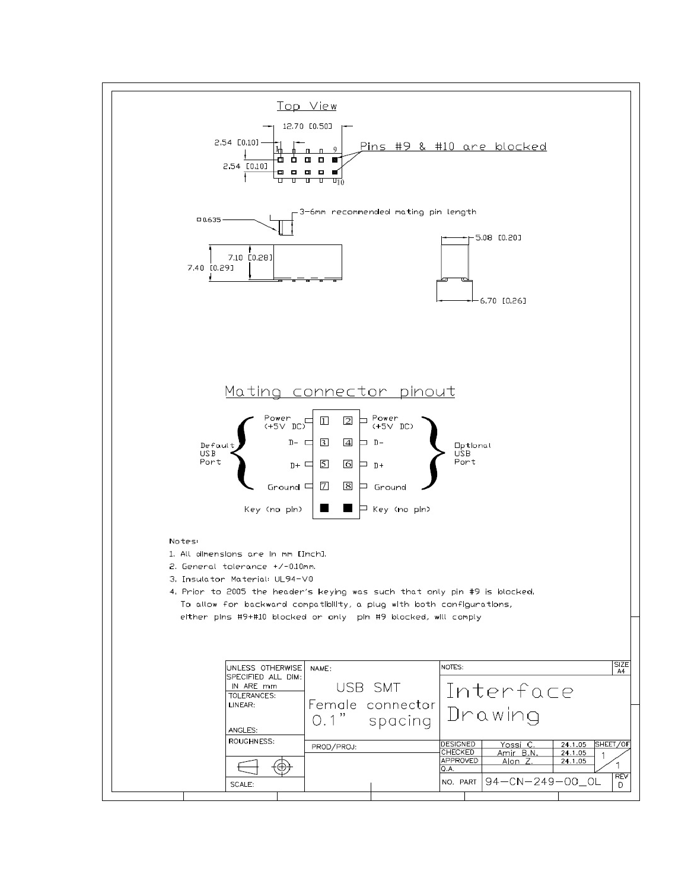## Top View

12.70 [0.50]

2.54 [0.10]

2.54 [0.10]

9

10

Pins #9 & #10 are blocked

□0.635

3-6mm recommended mating pin length

7.10 [0.28]

7.40 [0.29]

5.08 [0.20]

6.70 [0.26]

## Mating connector pinout

Default USB Port

| | | | |
|---|---|---|---|
| Power (+5V DC) | 1 | 2 | Power (+5V DC) |
| D- | 3 | 4 | D- |
| D+ | 5 | 6 | D+ |
| Ground | 7 | 8 | Ground |
| Key (no pin) | ■ | ■ | Key (no pin) |

Optional USB Port

Notes:

1. All dimensions are in mm [Inch].
2. General tolerance +/-0.10mm.
3. Insulator Material: UL94-V0
4. Prior to 2005 the header's keying was such that only pin #9 is blocked. To allow for backward compatibility, a plug with both configurations, either pins #9+#10 blocked or only pin #9 blocked, will comply

| | | | | | |
|---|---|---|---|---|---|
| UNLESS OTHERWISE SPECIFIED ALL DIM: IN ARE mm | NAME: USB SMT Female connector 0.1" spacing | NOTES: Interface Drawing | | | SIZE A4 |
| TOLERANCES: LINEAR: | | | | | |
| ANGLES: | | | | | |
| ROUGHNESS: | PROD/PROJ: | DESIGNED | Yossi C. | 24.1.05 | SHEET/OF 1/1 |
| | | CHECKED | Amir B.N. | 24.1.05 | |
| | | APPROVED | Alon Z. | 24.1.05 | |
| | | Q.A. | | | |
| SCALE: | | NO. PART | 94-CN-249-00_OL | | REV D |